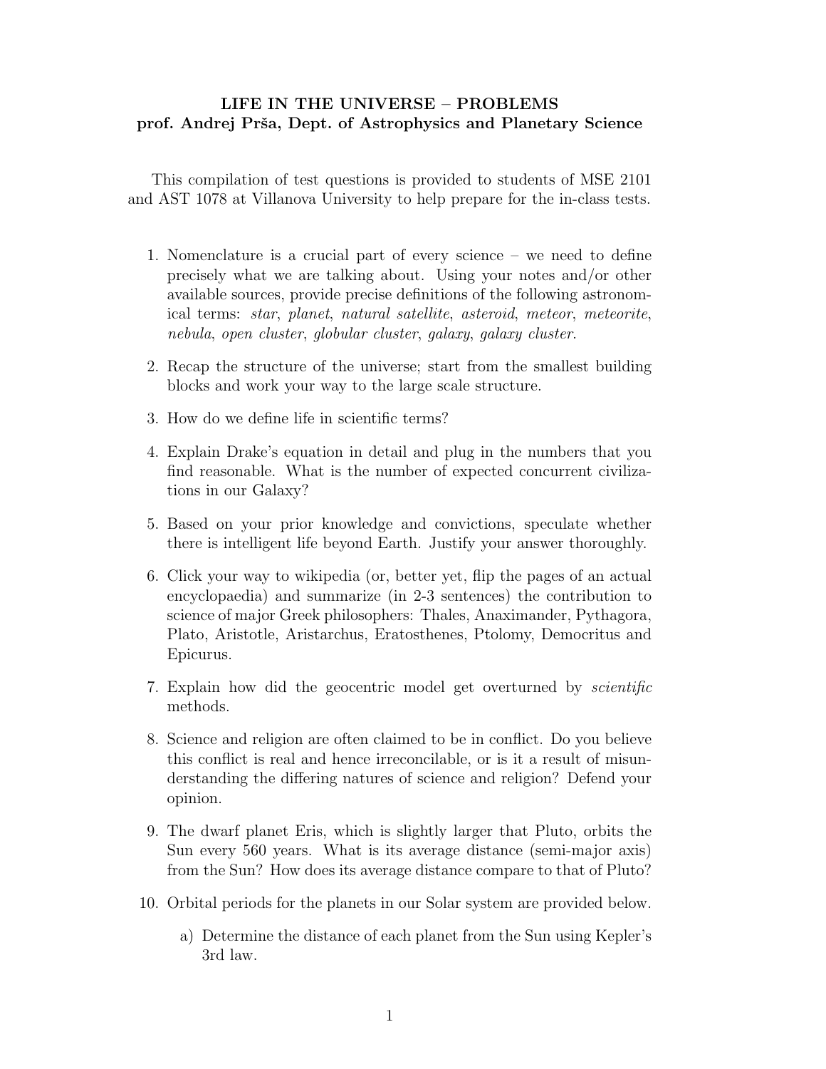**LIFE IN THE UNIVERSE – PROBLEMS**
**prof. Andrej Prša, Dept. of Astrophysics and Planetary Science**

This compilation of test questions is provided to students of MSE 2101 and AST 1078 at Villanova University to help prepare for the in-class tests.

1. Nomenclature is a crucial part of every science – we need to define precisely what we are talking about. Using your notes and/or other available sources, provide precise definitions of the following astronomical terms: *star*, *planet*, *natural satellite*, *asteroid*, *meteor*, *meteorite*, *nebula*, *open cluster*, *globular cluster*, *galaxy*, *galaxy cluster*.

2. Recap the structure of the universe; start from the smallest building blocks and work your way to the large scale structure.

3. How do we define life in scientific terms?

4. Explain Drake's equation in detail and plug in the numbers that you find reasonable. What is the number of expected concurrent civilizations in our Galaxy?

5. Based on your prior knowledge and convictions, speculate whether there is intelligent life beyond Earth. Justify your answer thoroughly.

6. Click your way to wikipedia (or, better yet, flip the pages of an actual encyclopaedia) and summarize (in 2-3 sentences) the contribution to science of major Greek philosophers: Thales, Anaximander, Pythagora, Plato, Aristotle, Aristarchus, Eratosthenes, Ptolomy, Democritus and Epicurus.

7. Explain how did the geocentric model get overturned by *scientific* methods.

8. Science and religion are often claimed to be in conflict. Do you believe this conflict is real and hence irreconcilable, or is it a result of misunderstanding the differing natures of science and religion? Defend your opinion.

9. The dwarf planet Eris, which is slightly larger that Pluto, orbits the Sun every 560 years. What is its average distance (semi-major axis) from the Sun? How does its average distance compare to that of Pluto?

10. Orbital periods for the planets in our Solar system are provided below.

    a) Determine the distance of each planet from the Sun using Kepler's 3rd law.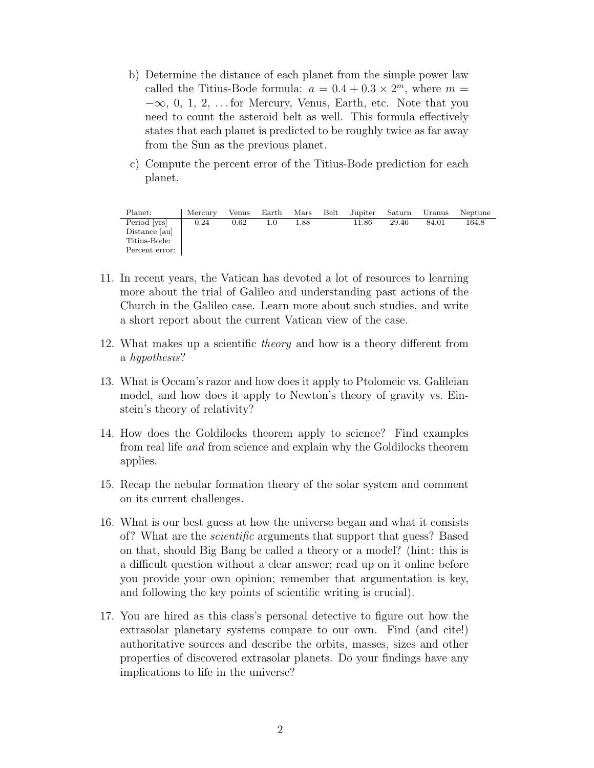b) Determine the distance of each planet from the simple power law called the Titius-Bode formula: $a = 0.4 + 0.3 \times 2^m$, where $m = -\infty$, 0, 1, 2, ... for Mercury, Venus, Earth, etc. Note that you need to count the asteroid belt as well. This formula effectively states that each planet is predicted to be roughly twice as far away from the Sun as the previous planet.

c) Compute the percent error of the Titius-Bode prediction for each planet.

| Planet: | Mercury | Venus | Earth | Mars | Belt | Jupiter | Saturn | Uranus | Neptune |
|---|---|---|---|---|---|---|---|---|---|
| Period [yrs] | 0.24 | 0.62 | 1.0 | 1.88 | | 11.86 | 29.46 | 84.01 | 164.8 |
| Distance [au] | | | | | | | | | |
| Titius-Bode: | | | | | | | | | |
| Percent error: | | | | | | | | | |

11. In recent years, the Vatican has devoted a lot of resources to learning more about the trial of Galileo and understanding past actions of the Church in the Galileo case. Learn more about such studies, and write a short report about the current Vatican view of the case.

12. What makes up a scientific *theory* and how is a theory different from a *hypothesis*?

13. What is Occam's razor and how does it apply to Ptolomeic vs. Galileian model, and how does it apply to Newton's theory of gravity vs. Einstein's theory of relativity?

14. How does the Goldilocks theorem apply to science? Find examples from real life *and* from science and explain why the Goldilocks theorem applies.

15. Recap the nebular formation theory of the solar system and comment on its current challenges.

16. What is our best guess at how the universe began and what it consists of? What are the *scientific* arguments that support that guess? Based on that, should Big Bang be called a theory or a model? (hint: this is a difficult question without a clear answer; read up on it online before you provide your own opinion; remember that argumentation is key, and following the key points of scientific writing is crucial).

17. You are hired as this class's personal detective to figure out how the extrasolar planetary systems compare to our own. Find (and cite!) authoritative sources and describe the orbits, masses, sizes and other properties of discovered extrasolar planets. Do your findings have any implications to life in the universe?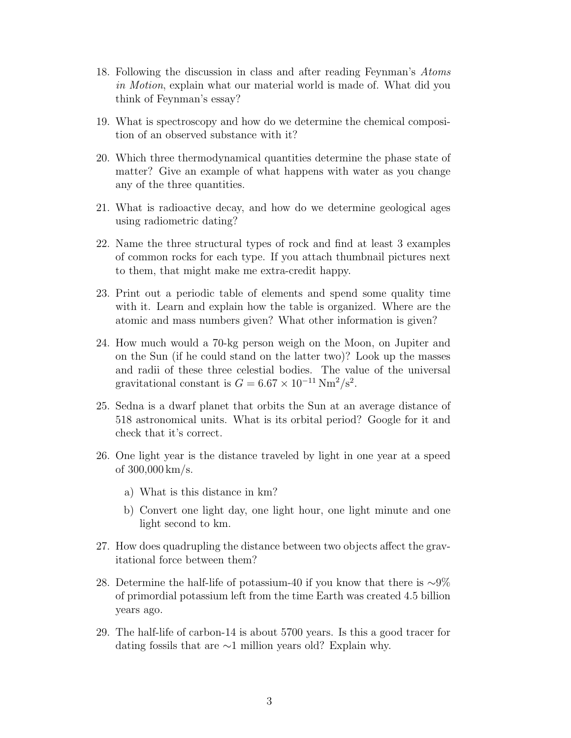18. Following the discussion in class and after reading Feynman's *Atoms in Motion*, explain what our material world is made of. What did you think of Feynman's essay?

19. What is spectroscopy and how do we determine the chemical composition of an observed substance with it?

20. Which three thermodynamical quantities determine the phase state of matter? Give an example of what happens with water as you change any of the three quantities.

21. What is radioactive decay, and how do we determine geological ages using radiometric dating?

22. Name the three structural types of rock and find at least 3 examples of common rocks for each type. If you attach thumbnail pictures next to them, that might make me extra-credit happy.

23. Print out a periodic table of elements and spend some quality time with it. Learn and explain how the table is organized. Where are the atomic and mass numbers given? What other information is given?

24. How much would a 70-kg person weigh on the Moon, on Jupiter and on the Sun (if he could stand on the latter two)? Look up the masses and radii of these three celestial bodies. The value of the universal gravitational constant is $G = 6.67 \times 10^{-11}\,\mathrm{Nm^2/s^2}$.

25. Sedna is a dwarf planet that orbits the Sun at an average distance of 518 astronomical units. What is its orbital period? Google for it and check that it's correct.

26. One light year is the distance traveled by light in one year at a speed of 300,000 km/s.

    a) What is this distance in km?

    b) Convert one light day, one light hour, one light minute and one light second to km.

27. How does quadrupling the distance between two objects affect the gravitational force between them?

28. Determine the half-life of potassium-40 if you know that there is $\sim$9% of primordial potassium left from the time Earth was created 4.5 billion years ago.

29. The half-life of carbon-14 is about 5700 years. Is this a good tracer for dating fossils that are $\sim$1 million years old? Explain why.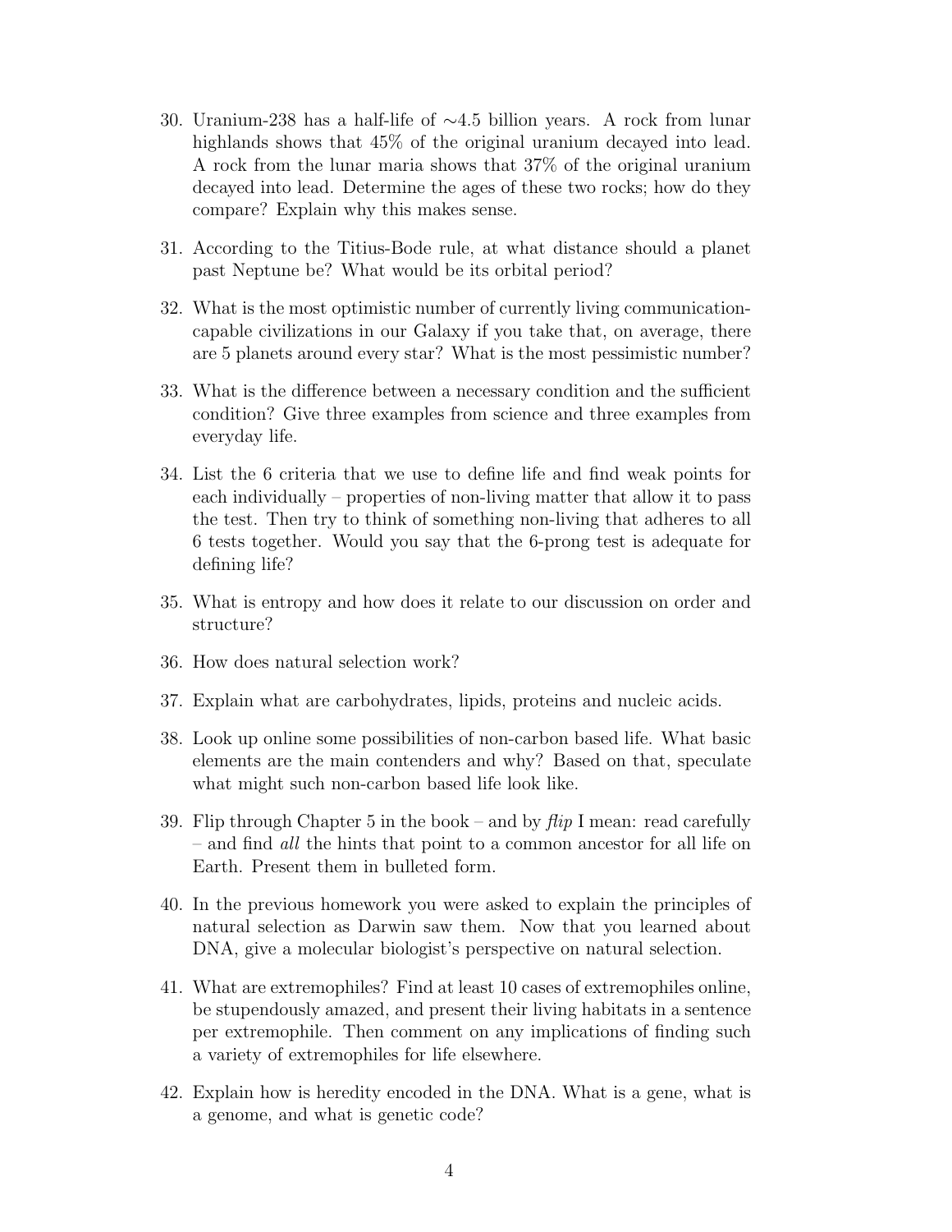30. Uranium-238 has a half-life of ∼4.5 billion years. A rock from lunar highlands shows that 45% of the original uranium decayed into lead. A rock from the lunar maria shows that 37% of the original uranium decayed into lead. Determine the ages of these two rocks; how do they compare? Explain why this makes sense.

31. According to the Titius-Bode rule, at what distance should a planet past Neptune be? What would be its orbital period?

32. What is the most optimistic number of currently living communication-capable civilizations in our Galaxy if you take that, on average, there are 5 planets around every star? What is the most pessimistic number?

33. What is the difference between a necessary condition and the sufficient condition? Give three examples from science and three examples from everyday life.

34. List the 6 criteria that we use to define life and find weak points for each individually – properties of non-living matter that allow it to pass the test. Then try to think of something non-living that adheres to all 6 tests together. Would you say that the 6-prong test is adequate for defining life?

35. What is entropy and how does it relate to our discussion on order and structure?

36. How does natural selection work?

37. Explain what are carbohydrates, lipids, proteins and nucleic acids.

38. Look up online some possibilities of non-carbon based life. What basic elements are the main contenders and why? Based on that, speculate what might such non-carbon based life look like.

39. Flip through Chapter 5 in the book – and by *flip* I mean: read carefully – and find *all* the hints that point to a common ancestor for all life on Earth. Present them in bulleted form.

40. In the previous homework you were asked to explain the principles of natural selection as Darwin saw them. Now that you learned about DNA, give a molecular biologist's perspective on natural selection.

41. What are extremophiles? Find at least 10 cases of extremophiles online, be stupendously amazed, and present their living habitats in a sentence per extremophile. Then comment on any implications of finding such a variety of extremophiles for life elsewhere.

42. Explain how is heredity encoded in the DNA. What is a gene, what is a genome, and what is genetic code?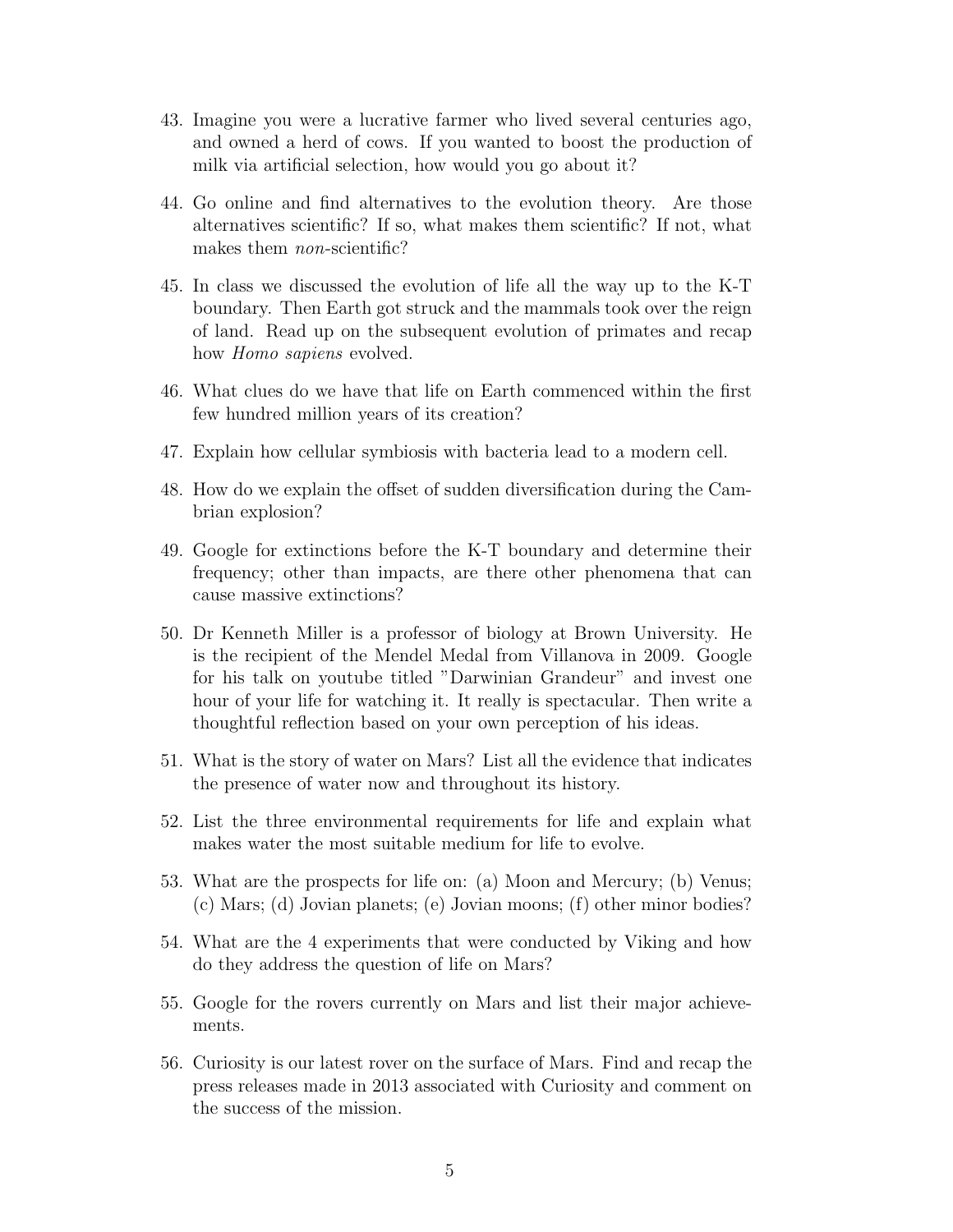43. Imagine you were a lucrative farmer who lived several centuries ago, and owned a herd of cows. If you wanted to boost the production of milk via artificial selection, how would you go about it?

44. Go online and find alternatives to the evolution theory. Are those alternatives scientific? If so, what makes them scientific? If not, what makes them *non*-scientific?

45. In class we discussed the evolution of life all the way up to the K-T boundary. Then Earth got struck and the mammals took over the reign of land. Read up on the subsequent evolution of primates and recap how *Homo sapiens* evolved.

46. What clues do we have that life on Earth commenced within the first few hundred million years of its creation?

47. Explain how cellular symbiosis with bacteria lead to a modern cell.

48. How do we explain the offset of sudden diversification during the Cambrian explosion?

49. Google for extinctions before the K-T boundary and determine their frequency; other than impacts, are there other phenomena that can cause massive extinctions?

50. Dr Kenneth Miller is a professor of biology at Brown University. He is the recipient of the Mendel Medal from Villanova in 2009. Google for his talk on youtube titled "Darwinian Grandeur" and invest one hour of your life for watching it. It really is spectacular. Then write a thoughtful reflection based on your own perception of his ideas.

51. What is the story of water on Mars? List all the evidence that indicates the presence of water now and throughout its history.

52. List the three environmental requirements for life and explain what makes water the most suitable medium for life to evolve.

53. What are the prospects for life on: (a) Moon and Mercury; (b) Venus; (c) Mars; (d) Jovian planets; (e) Jovian moons; (f) other minor bodies?

54. What are the 4 experiments that were conducted by Viking and how do they address the question of life on Mars?

55. Google for the rovers currently on Mars and list their major achievements.

56. Curiosity is our latest rover on the surface of Mars. Find and recap the press releases made in 2013 associated with Curiosity and comment on the success of the mission.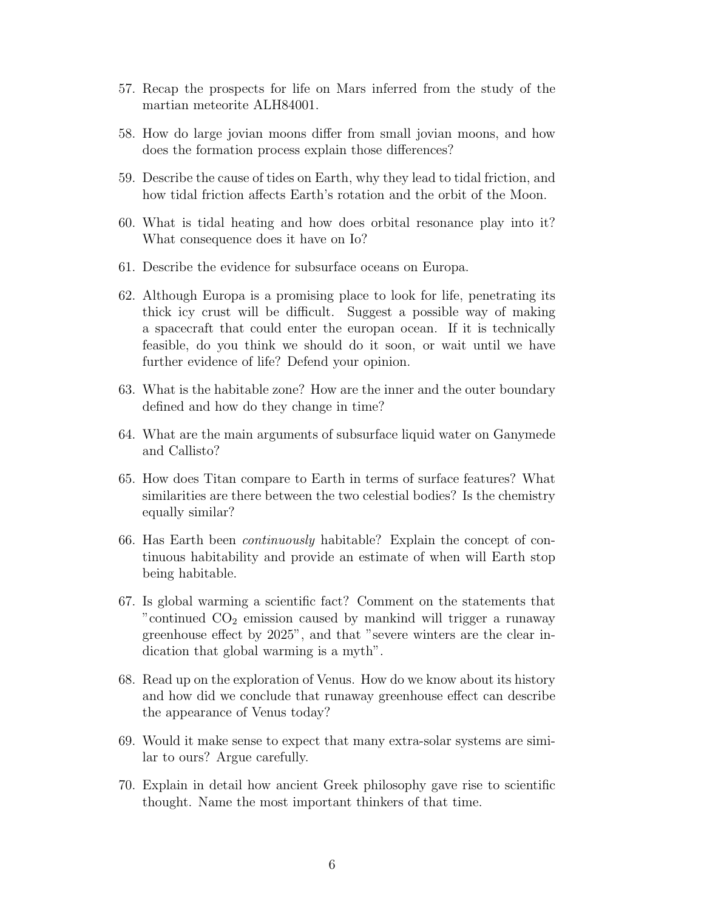57. Recap the prospects for life on Mars inferred from the study of the martian meteorite ALH84001.

58. How do large jovian moons differ from small jovian moons, and how does the formation process explain those differences?

59. Describe the cause of tides on Earth, why they lead to tidal friction, and how tidal friction affects Earth's rotation and the orbit of the Moon.

60. What is tidal heating and how does orbital resonance play into it? What consequence does it have on Io?

61. Describe the evidence for subsurface oceans on Europa.

62. Although Europa is a promising place to look for life, penetrating its thick icy crust will be difficult. Suggest a possible way of making a spacecraft that could enter the europan ocean. If it is technically feasible, do you think we should do it soon, or wait until we have further evidence of life? Defend your opinion.

63. What is the habitable zone? How are the inner and the outer boundary defined and how do they change in time?

64. What are the main arguments of subsurface liquid water on Ganymede and Callisto?

65. How does Titan compare to Earth in terms of surface features? What similarities are there between the two celestial bodies? Is the chemistry equally similar?

66. Has Earth been *continuously* habitable? Explain the concept of continuous habitability and provide an estimate of when will Earth stop being habitable.

67. Is global warming a scientific fact? Comment on the statements that "continued $CO_2$ emission caused by mankind will trigger a runaway greenhouse effect by 2025", and that "severe winters are the clear indication that global warming is a myth".

68. Read up on the exploration of Venus. How do we know about its history and how did we conclude that runaway greenhouse effect can describe the appearance of Venus today?

69. Would it make sense to expect that many extra-solar systems are similar to ours? Argue carefully.

70. Explain in detail how ancient Greek philosophy gave rise to scientific thought. Name the most important thinkers of that time.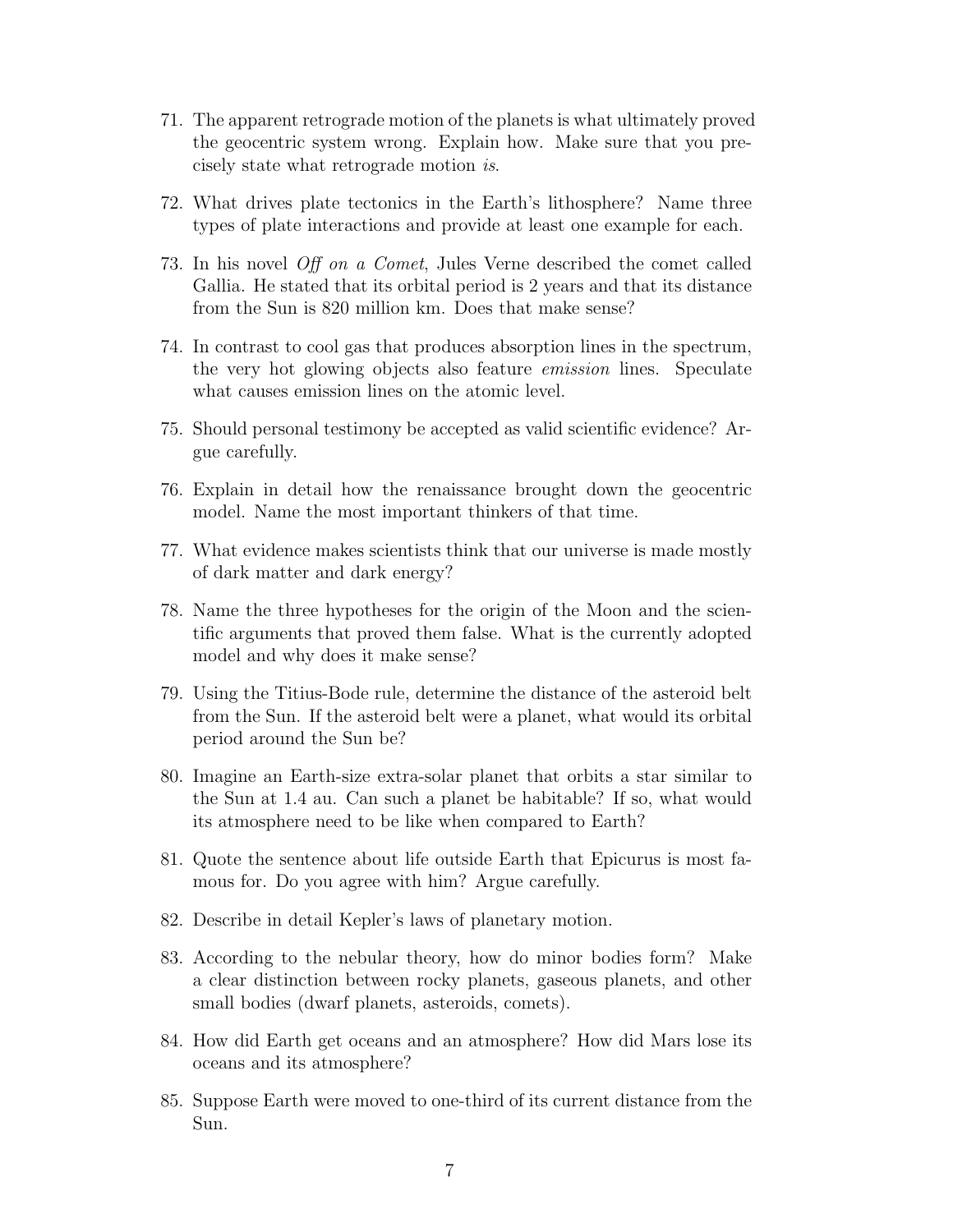71. The apparent retrograde motion of the planets is what ultimately proved the geocentric system wrong. Explain how. Make sure that you precisely state what retrograde motion *is*.

72. What drives plate tectonics in the Earth's lithosphere? Name three types of plate interactions and provide at least one example for each.

73. In his novel *Off on a Comet*, Jules Verne described the comet called Gallia. He stated that its orbital period is 2 years and that its distance from the Sun is 820 million km. Does that make sense?

74. In contrast to cool gas that produces absorption lines in the spectrum, the very hot glowing objects also feature *emission* lines. Speculate what causes emission lines on the atomic level.

75. Should personal testimony be accepted as valid scientific evidence? Argue carefully.

76. Explain in detail how the renaissance brought down the geocentric model. Name the most important thinkers of that time.

77. What evidence makes scientists think that our universe is made mostly of dark matter and dark energy?

78. Name the three hypotheses for the origin of the Moon and the scientific arguments that proved them false. What is the currently adopted model and why does it make sense?

79. Using the Titius-Bode rule, determine the distance of the asteroid belt from the Sun. If the asteroid belt were a planet, what would its orbital period around the Sun be?

80. Imagine an Earth-size extra-solar planet that orbits a star similar to the Sun at 1.4 au. Can such a planet be habitable? If so, what would its atmosphere need to be like when compared to Earth?

81. Quote the sentence about life outside Earth that Epicurus is most famous for. Do you agree with him? Argue carefully.

82. Describe in detail Kepler's laws of planetary motion.

83. According to the nebular theory, how do minor bodies form? Make a clear distinction between rocky planets, gaseous planets, and other small bodies (dwarf planets, asteroids, comets).

84. How did Earth get oceans and an atmosphere? How did Mars lose its oceans and its atmosphere?

85. Suppose Earth were moved to one-third of its current distance from the Sun.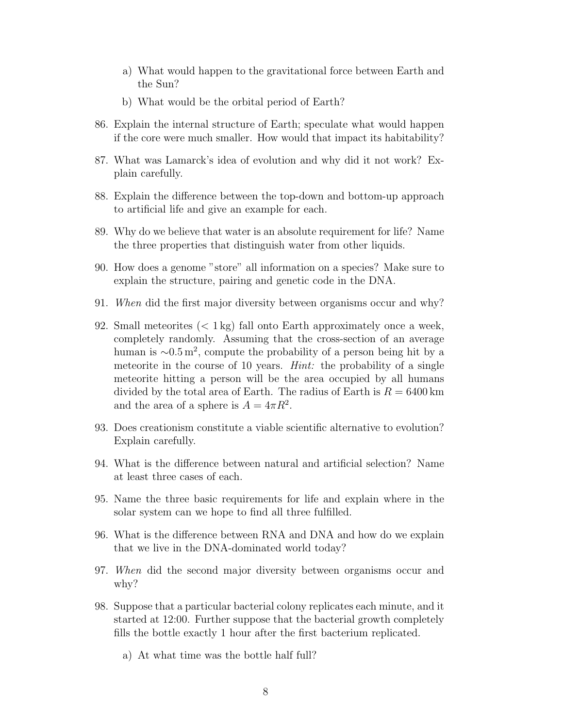a) What would happen to the gravitational force between Earth and the Sun?

b) What would be the orbital period of Earth?

86. Explain the internal structure of Earth; speculate what would happen if the core were much smaller. How would that impact its habitability?

87. What was Lamarck's idea of evolution and why did it not work? Explain carefully.

88. Explain the difference between the top-down and bottom-up approach to artificial life and give an example for each.

89. Why do we believe that water is an absolute requirement for life? Name the three properties that distinguish water from other liquids.

90. How does a genome "store" all information on a species? Make sure to explain the structure, pairing and genetic code in the DNA.

91. *When* did the first major diversity between organisms occur and why?

92. Small meteorites ($< 1\,\mathrm{kg}$) fall onto Earth approximately once a week, completely randomly. Assuming that the cross-section of an average human is $\sim 0.5\,\mathrm{m}^2$, compute the probability of a person being hit by a meteorite in the course of 10 years. *Hint:* the probability of a single meteorite hitting a person will be the area occupied by all humans divided by the total area of Earth. The radius of Earth is $R = 6400\,\mathrm{km}$ and the area of a sphere is $A = 4\pi R^2$.

93. Does creationism constitute a viable scientific alternative to evolution? Explain carefully.

94. What is the difference between natural and artificial selection? Name at least three cases of each.

95. Name the three basic requirements for life and explain where in the solar system can we hope to find all three fulfilled.

96. What is the difference between RNA and DNA and how do we explain that we live in the DNA-dominated world today?

97. *When* did the second major diversity between organisms occur and why?

98. Suppose that a particular bacterial colony replicates each minute, and it started at 12:00. Further suppose that the bacterial growth completely fills the bottle exactly 1 hour after the first bacterium replicated.

    a) At what time was the bottle half full?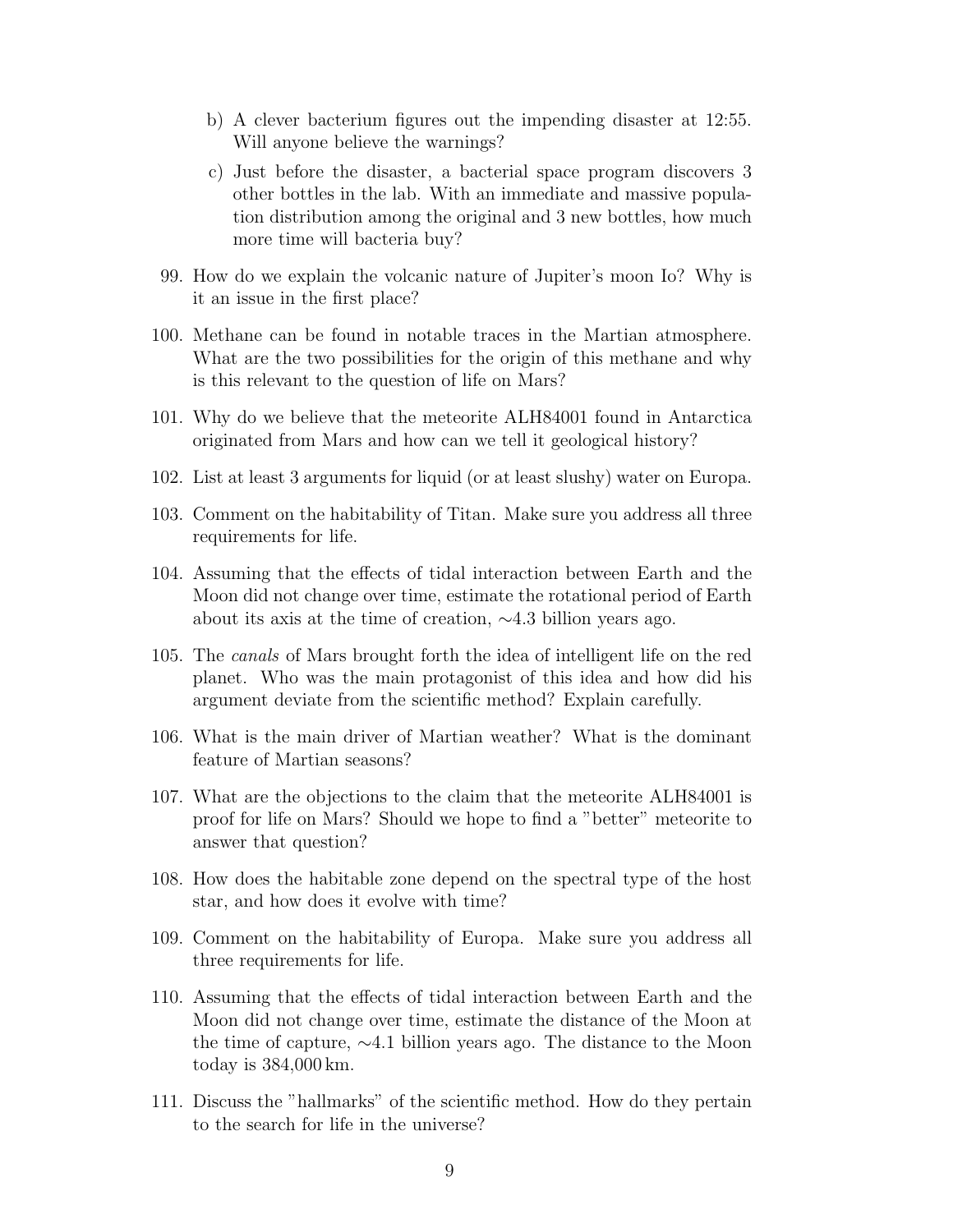b) A clever bacterium figures out the impending disaster at 12:55. Will anyone believe the warnings?

c) Just before the disaster, a bacterial space program discovers 3 other bottles in the lab. With an immediate and massive population distribution among the original and 3 new bottles, how much more time will bacteria buy?

99. How do we explain the volcanic nature of Jupiter's moon Io? Why is it an issue in the first place?

100. Methane can be found in notable traces in the Martian atmosphere. What are the two possibilities for the origin of this methane and why is this relevant to the question of life on Mars?

101. Why do we believe that the meteorite ALH84001 found in Antarctica originated from Mars and how can we tell it geological history?

102. List at least 3 arguments for liquid (or at least slushy) water on Europa.

103. Comment on the habitability of Titan. Make sure you address all three requirements for life.

104. Assuming that the effects of tidal interaction between Earth and the Moon did not change over time, estimate the rotational period of Earth about its axis at the time of creation, $\sim$4.3 billion years ago.

105. The *canals* of Mars brought forth the idea of intelligent life on the red planet. Who was the main protagonist of this idea and how did his argument deviate from the scientific method? Explain carefully.

106. What is the main driver of Martian weather? What is the dominant feature of Martian seasons?

107. What are the objections to the claim that the meteorite ALH84001 is proof for life on Mars? Should we hope to find a "better" meteorite to answer that question?

108. How does the habitable zone depend on the spectral type of the host star, and how does it evolve with time?

109. Comment on the habitability of Europa. Make sure you address all three requirements for life.

110. Assuming that the effects of tidal interaction between Earth and the Moon did not change over time, estimate the distance of the Moon at the time of capture, $\sim$4.1 billion years ago. The distance to the Moon today is 384,000 km.

111. Discuss the "hallmarks" of the scientific method. How do they pertain to the search for life in the universe?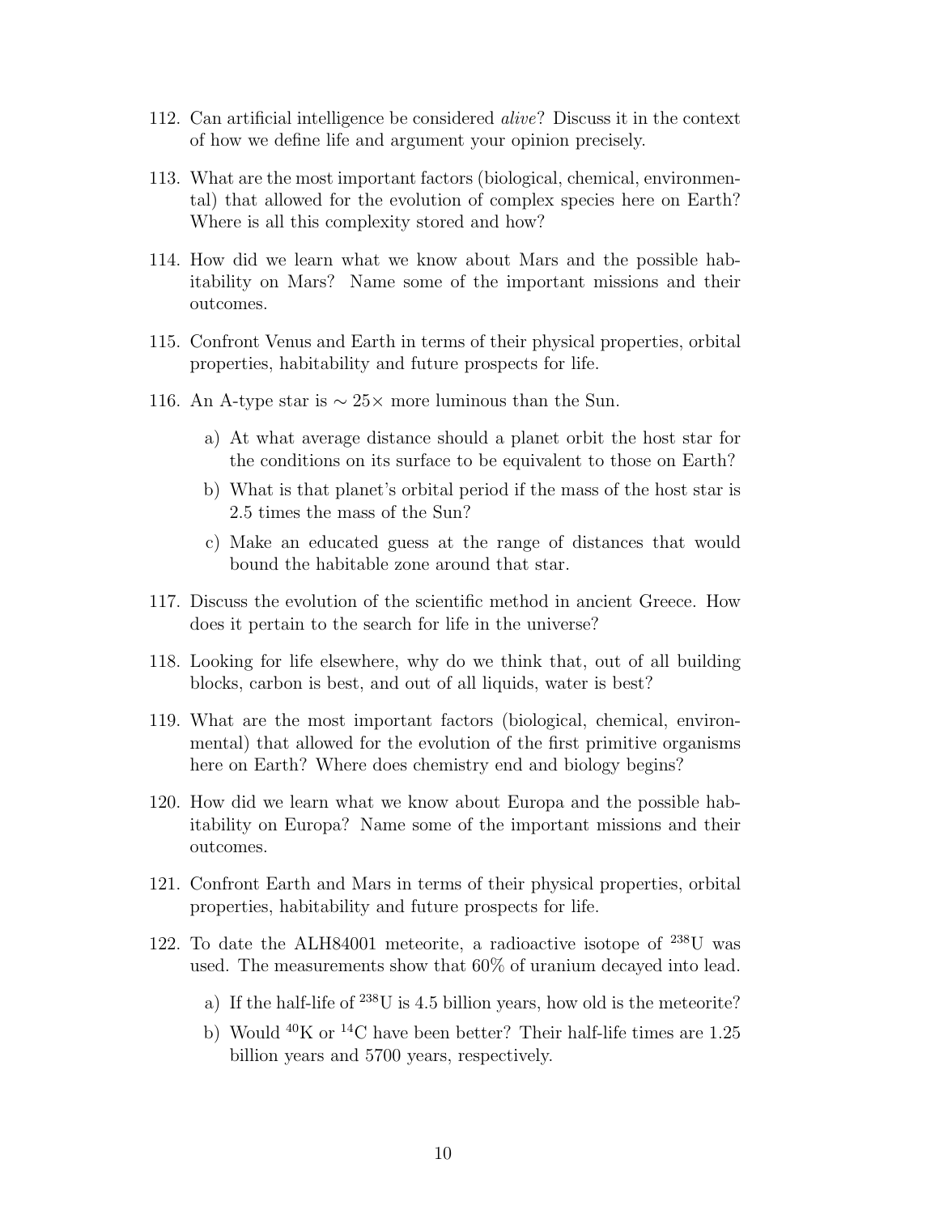112. Can artificial intelligence be considered *alive*? Discuss it in the context of how we define life and argument your opinion precisely.

113. What are the most important factors (biological, chemical, environmental) that allowed for the evolution of complex species here on Earth? Where is all this complexity stored and how?

114. How did we learn what we know about Mars and the possible habitability on Mars? Name some of the important missions and their outcomes.

115. Confront Venus and Earth in terms of their physical properties, orbital properties, habitability and future prospects for life.

116. An A-type star is $\sim 25\times$ more luminous than the Sun.

    a) At what average distance should a planet orbit the host star for the conditions on its surface to be equivalent to those on Earth?

    b) What is that planet's orbital period if the mass of the host star is 2.5 times the mass of the Sun?

    c) Make an educated guess at the range of distances that would bound the habitable zone around that star.

117. Discuss the evolution of the scientific method in ancient Greece. How does it pertain to the search for life in the universe?

118. Looking for life elsewhere, why do we think that, out of all building blocks, carbon is best, and out of all liquids, water is best?

119. What are the most important factors (biological, chemical, environmental) that allowed for the evolution of the first primitive organisms here on Earth? Where does chemistry end and biology begins?

120. How did we learn what we know about Europa and the possible habitability on Europa? Name some of the important missions and their outcomes.

121. Confront Earth and Mars in terms of their physical properties, orbital properties, habitability and future prospects for life.

122. To date the ALH84001 meteorite, a radioactive isotope of $^{238}$U was used. The measurements show that 60% of uranium decayed into lead.

    a) If the half-life of $^{238}$U is 4.5 billion years, how old is the meteorite?

    b) Would $^{40}$K or $^{14}$C have been better? Their half-life times are 1.25 billion years and 5700 years, respectively.